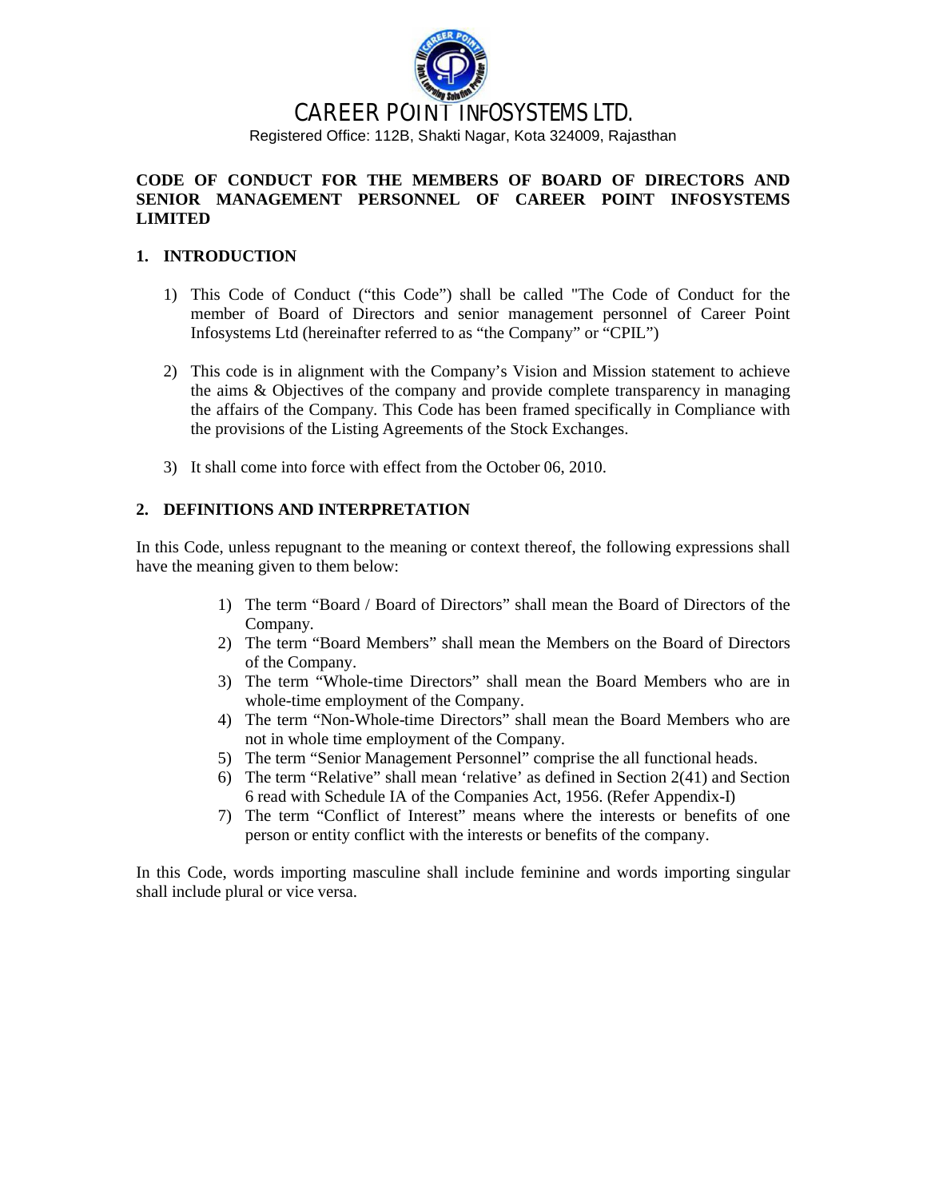# CAREER POINT INFOSYSTEMS LTD.

Registered Office: 112B, Shakti Nagar, Kota 324009, Rajasthan

**CODE OF CONDUCT FOR THE MEMBERS OF BOARD OF DIRECTORS AND SENIOR MANAGEMENT PERSONNEL OF CAREER POINT INFOSYSTEMS LIMITED**

## 1. INTRODUCTION

1) This Code of Conduct ("this Code") shall be called "The Code of Conduct for the member of Board of Directors and senior management personnel of Career Point Infosystems Ltd (hereinafter referred to as "the Company" or "CPIL")

2) This code is in alignment with the Company's Vision and Mission statement to achieve the aims & Objectives of the company and provide complete transparency in managing the affairs of the Company. This Code has been framed specifically in Compliance with the provisions of the Listing Agreements of the Stock Exchanges.

3) It shall come into force with effect from the October 06, 2010.

## 2. DEFINITIONS AND INTERPRETATION

In this Code, unless repugnant to the meaning or context thereof, the following expressions shall have the meaning given to them below:

1) The term "Board / Board of Directors" shall mean the Board of Directors of the Company.
2) The term "Board Members" shall mean the Members on the Board of Directors of the Company.
3) The term "Whole-time Directors" shall mean the Board Members who are in whole-time employment of the Company.
4) The term "Non-Whole-time Directors" shall mean the Board Members who are not in whole time employment of the Company.
5) The term "Senior Management Personnel" comprise the all functional heads.
6) The term "Relative" shall mean 'relative' as defined in Section 2(41) and Section 6 read with Schedule IA of the Companies Act, 1956. (Refer Appendix-I)
7) The term "Conflict of Interest" means where the interests or benefits of one person or entity conflict with the interests or benefits of the company.

In this Code, words importing masculine shall include feminine and words importing singular shall include plural or vice versa.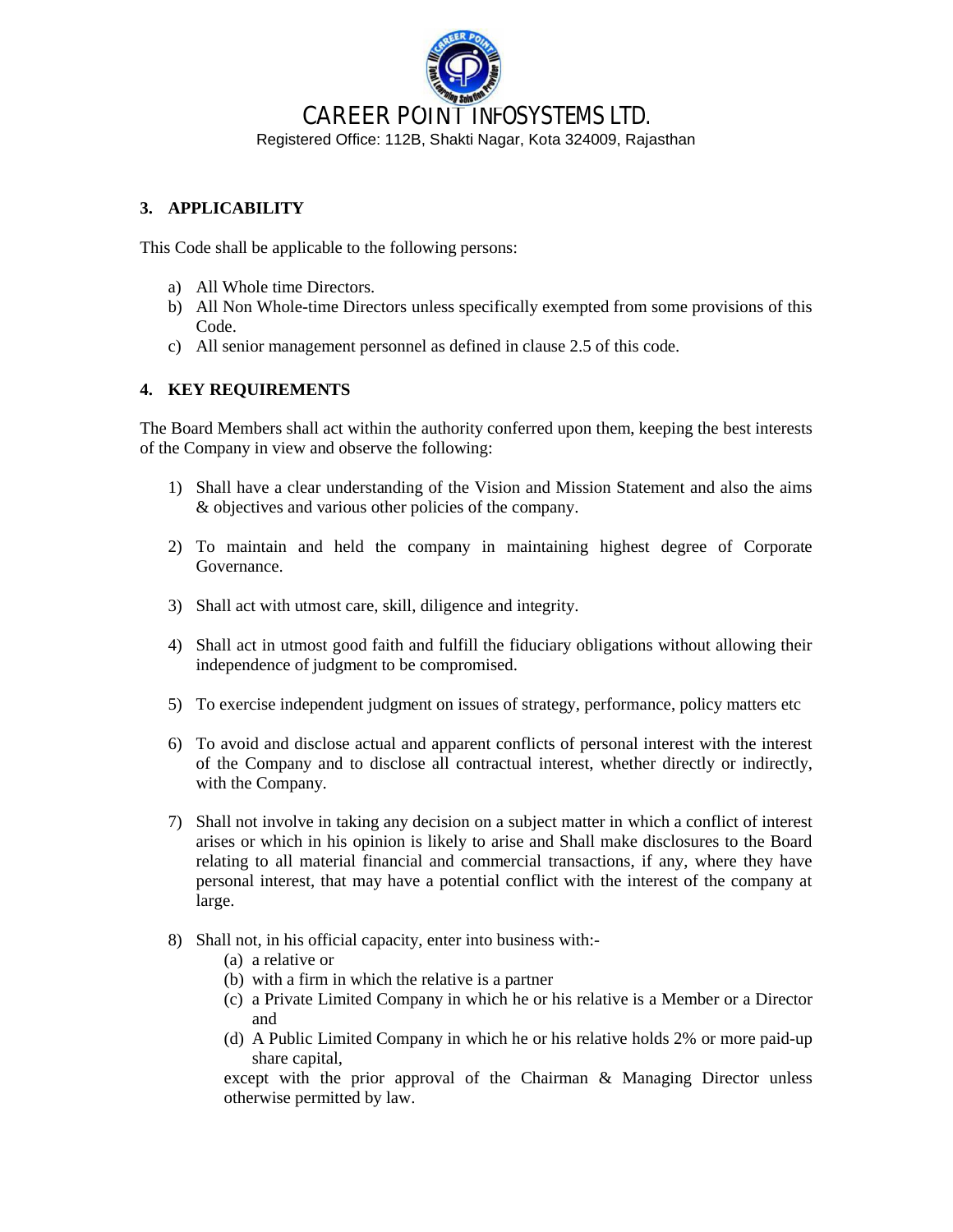## 3. APPLICABILITY

This Code shall be applicable to the following persons:

a) All Whole time Directors.
b) All Non Whole-time Directors unless specifically exempted from some provisions of this Code.
c) All senior management personnel as defined in clause 2.5 of this code.

## 4. KEY REQUIREMENTS

The Board Members shall act within the authority conferred upon them, keeping the best interests of the Company in view and observe the following:

1) Shall have a clear understanding of the Vision and Mission Statement and also the aims & objectives and various other policies of the company.

2) To maintain and held the company in maintaining highest degree of Corporate Governance.

3) Shall act with utmost care, skill, diligence and integrity.

4) Shall act in utmost good faith and fulfill the fiduciary obligations without allowing their independence of judgment to be compromised.

5) To exercise independent judgment on issues of strategy, performance, policy matters etc

6) To avoid and disclose actual and apparent conflicts of personal interest with the interest of the Company and to disclose all contractual interest, whether directly or indirectly, with the Company.

7) Shall not involve in taking any decision on a subject matter in which a conflict of interest arises or which in his opinion is likely to arise and Shall make disclosures to the Board relating to all material financial and commercial transactions, if any, where they have personal interest, that may have a potential conflict with the interest of the company at large.

8) Shall not, in his official capacity, enter into business with:-
   (a) a relative or
   (b) with a firm in which the relative is a partner
   (c) a Private Limited Company in which he or his relative is a Member or a Director and
   (d) A Public Limited Company in which he or his relative holds 2% or more paid-up share capital,

   except with the prior approval of the Chairman & Managing Director unless otherwise permitted by law.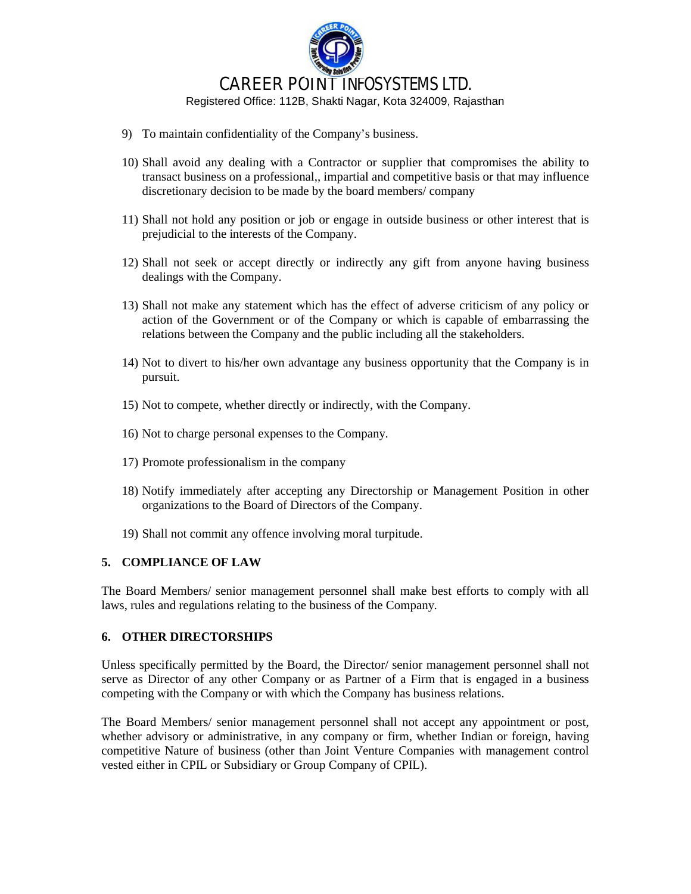9) To maintain confidentiality of the Company's business.

10) Shall avoid any dealing with a Contractor or supplier that compromises the ability to transact business on a professional,, impartial and competitive basis or that may influence discretionary decision to be made by the board members/ company

11) Shall not hold any position or job or engage in outside business or other interest that is prejudicial to the interests of the Company.

12) Shall not seek or accept directly or indirectly any gift from anyone having business dealings with the Company.

13) Shall not make any statement which has the effect of adverse criticism of any policy or action of the Government or of the Company or which is capable of embarrassing the relations between the Company and the public including all the stakeholders.

14) Not to divert to his/her own advantage any business opportunity that the Company is in pursuit.

15) Not to compete, whether directly or indirectly, with the Company.

16) Not to charge personal expenses to the Company.

17) Promote professionalism in the company

18) Notify immediately after accepting any Directorship or Management Position in other organizations to the Board of Directors of the Company.

19) Shall not commit any offence involving moral turpitude.

## 5. COMPLIANCE OF LAW

The Board Members/ senior management personnel shall make best efforts to comply with all laws, rules and regulations relating to the business of the Company.

## 6. OTHER DIRECTORSHIPS

Unless specifically permitted by the Board, the Director/ senior management personnel shall not serve as Director of any other Company or as Partner of a Firm that is engaged in a business competing with the Company or with which the Company has business relations.

The Board Members/ senior management personnel shall not accept any appointment or post, whether advisory or administrative, in any company or firm, whether Indian or foreign, having competitive Nature of business (other than Joint Venture Companies with management control vested either in CPIL or Subsidiary or Group Company of CPIL).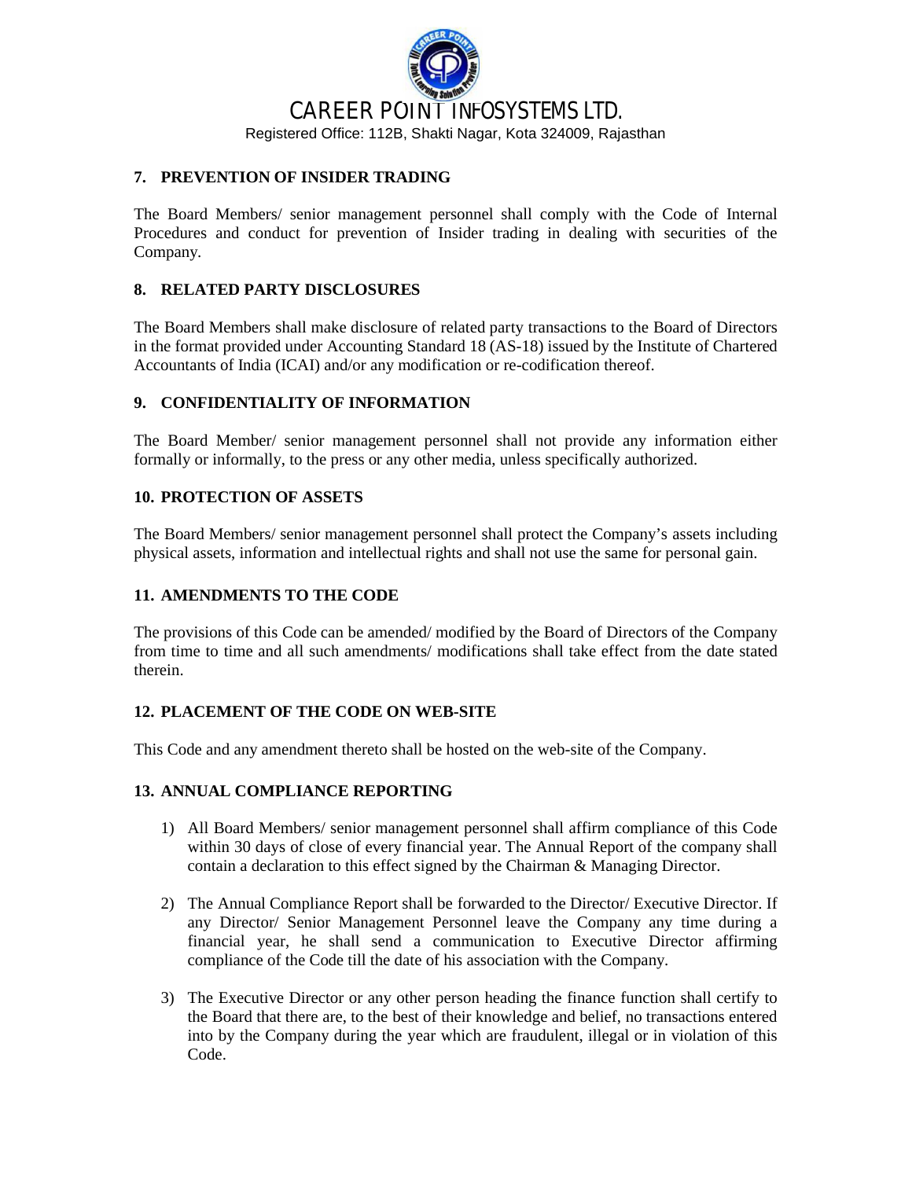## 7. PREVENTION OF INSIDER TRADING

The Board Members/ senior management personnel shall comply with the Code of Internal Procedures and conduct for prevention of Insider trading in dealing with securities of the Company.

## 8. RELATED PARTY DISCLOSURES

The Board Members shall make disclosure of related party transactions to the Board of Directors in the format provided under Accounting Standard 18 (AS-18) issued by the Institute of Chartered Accountants of India (ICAI) and/or any modification or re-codification thereof.

## 9. CONFIDENTIALITY OF INFORMATION

The Board Member/ senior management personnel shall not provide any information either formally or informally, to the press or any other media, unless specifically authorized.

## 10. PROTECTION OF ASSETS

The Board Members/ senior management personnel shall protect the Company's assets including physical assets, information and intellectual rights and shall not use the same for personal gain.

## 11. AMENDMENTS TO THE CODE

The provisions of this Code can be amended/ modified by the Board of Directors of the Company from time to time and all such amendments/ modifications shall take effect from the date stated therein.

## 12. PLACEMENT OF THE CODE ON WEB-SITE

This Code and any amendment thereto shall be hosted on the web-site of the Company.

## 13. ANNUAL COMPLIANCE REPORTING

1) All Board Members/ senior management personnel shall affirm compliance of this Code within 30 days of close of every financial year. The Annual Report of the company shall contain a declaration to this effect signed by the Chairman & Managing Director.

2) The Annual Compliance Report shall be forwarded to the Director/ Executive Director. If any Director/ Senior Management Personnel leave the Company any time during a financial year, he shall send a communication to Executive Director affirming compliance of the Code till the date of his association with the Company.

3) The Executive Director or any other person heading the finance function shall certify to the Board that there are, to the best of their knowledge and belief, no transactions entered into by the Company during the year which are fraudulent, illegal or in violation of this Code.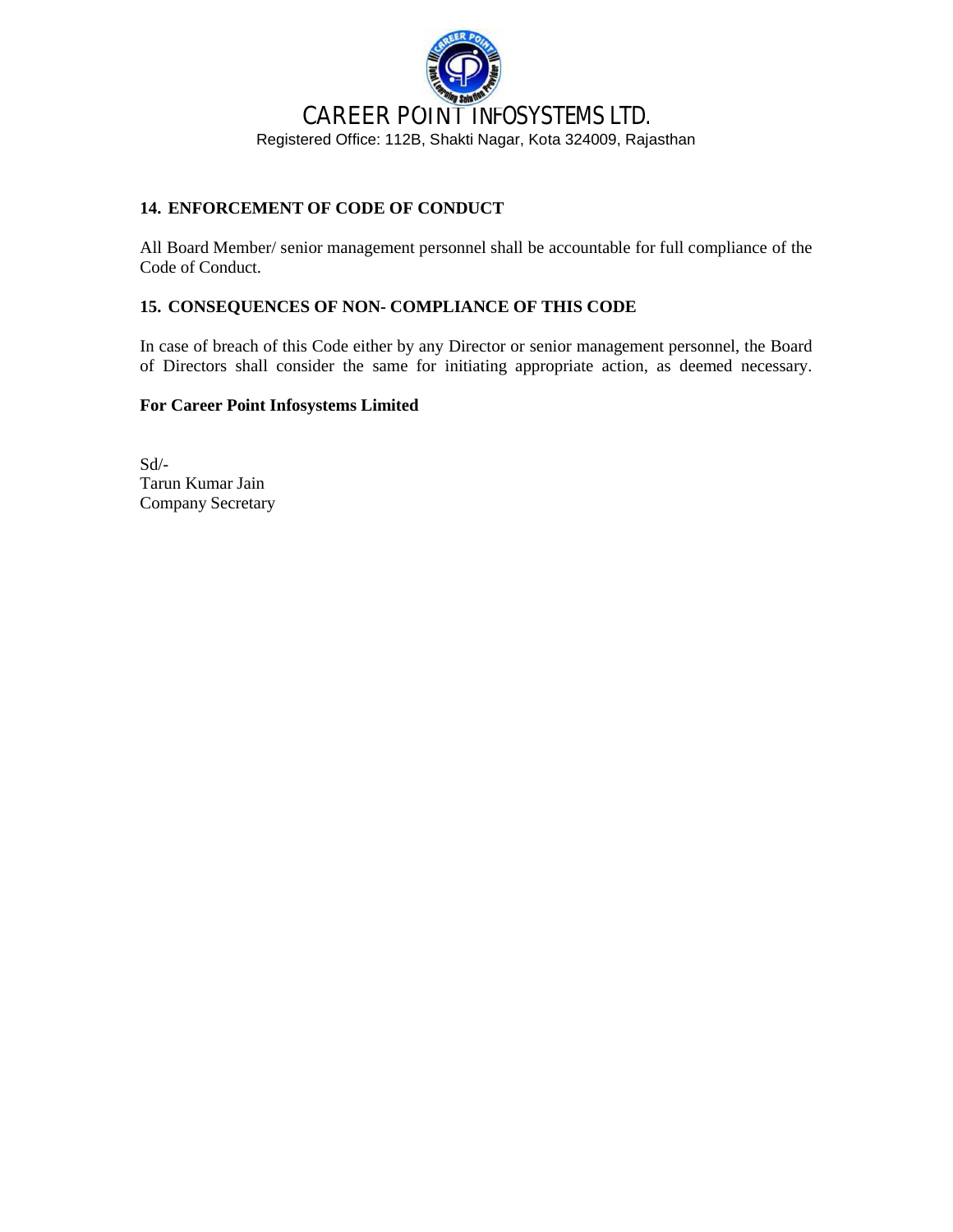CAREER POINT INFOSYSTEMS LTD.

Registered Office: 112B, Shakti Nagar, Kota 324009, Rajasthan

## 14. ENFORCEMENT OF CODE OF CONDUCT

All Board Member/ senior management personnel shall be accountable for full compliance of the Code of Conduct.

## 15. CONSEQUENCES OF NON- COMPLIANCE OF THIS CODE

In case of breach of this Code either by any Director or senior management personnel, the Board of Directors shall consider the same for initiating appropriate action, as deemed necessary.

**For Career Point Infosystems Limited**

Sd/-
Tarun Kumar Jain
Company Secretary